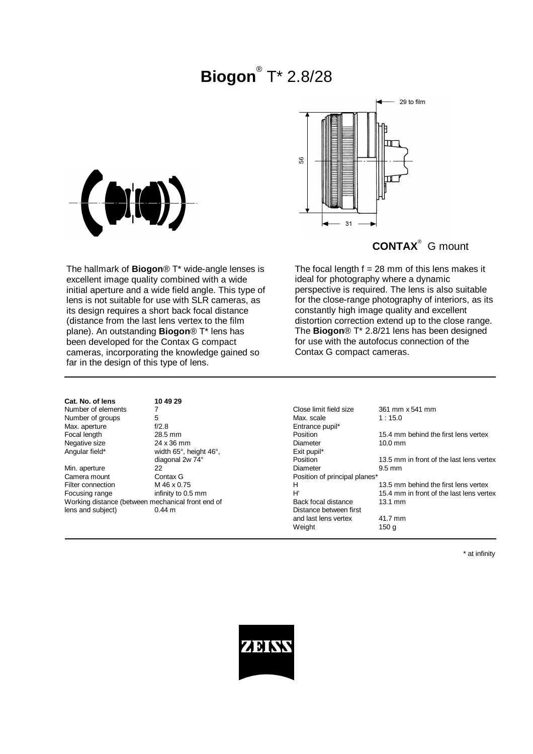# **Biogon**® T* 2.8/28

29 to film

56

31

**CONTAX**® G mount

The hallmark of **Biogon**® T* wide-angle lenses is excellent image quality combined with a wide initial aperture and a wide field angle. This type of lens is not suitable for use with SLR cameras, as its design requires a short back focal distance (distance from the last lens vertex to the film plane). An outstanding **Biogon**® T* lens has been developed for the Contax G compact cameras, incorporating the knowledge gained so far in the design of this type of lens.

The focal length f = 28 mm of this lens makes it ideal for photography where a dynamic perspective is required. The lens is also suitable for the close-range photography of interiors, as its constantly high image quality and excellent distortion correction extend up to the close range. The **Biogon**® T* 2.8/21 lens has been designed for use with the autofocus connection of the Contax G compact cameras.

| **Cat. No. of lens** | **10 49 29** |
|---|---|
| Number of elements | 7 |
| Number of groups | 5 |
| Max. aperture | f/2.8 |
| Focal length | 28.5 mm |
| Negative size | 24 x 36 mm |
| Angular field* | width 65°, height 46°, diagonal 2w 74° |
| Min. aperture | 22 |
| Camera mount | Contax G |
| Filter connection | M 46 x 0.75 |
| Focusing range | infinity to 0.5 mm |
| Working distance (between mechanical front end of lens and subject) | 0.44 m |

| | |
|---|---|
| Close limit field size | 361 mm x 541 mm |
| Max. scale | 1 : 15.0 |
| Entrance pupil* | |
| Position | 15.4 mm behind the first lens vertex |
| Diameter | 10.0 mm |
| Exit pupil* | |
| Position | 13.5 mm in front of the last lens vertex |
| Diameter | 9.5 mm |
| Position of principal planes* | |
| H | 13.5 mm behind the first lens vertex |
| H' | 15.4 mm in front of the last lens vertex |
| Back focal distance | 13.1 mm |
| Distance between first and last lens vertex | 41.7 mm |
| Weight | 150 g |

* at infinity

ZEISS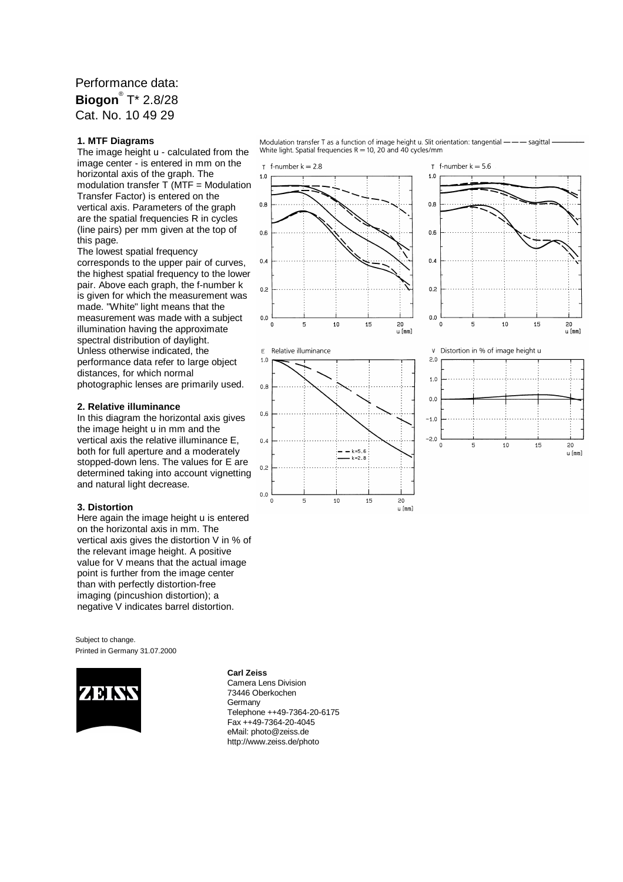Performance data:

**Biogon**® T* 2.8/28

Cat. No. 10 49 29

### 1. MTF Diagrams

The image height u - calculated from the image center - is entered in mm on the horizontal axis of the graph. The modulation transfer T (MTF = Modulation Transfer Factor) is entered on the vertical axis. Parameters of the graph are the spatial frequencies R in cycles (line pairs) per mm given at the top of this page.

The lowest spatial frequency corresponds to the upper pair of curves, the highest spatial frequency to the lower pair. Above each graph, the f-number k is given for which the measurement was made. "White" light means that the measurement was made with a subject illumination having the approximate spectral distribution of daylight.

Unless otherwise indicated, the performance data refer to large object distances, for which normal photographic lenses are primarily used.

### 2. Relative illuminance

In this diagram the horizontal axis gives the image height u in mm and the vertical axis the relative illuminance E, both for full aperture and a moderately stopped-down lens. The values for E are determined taking into account vignetting and natural light decrease.

### 3. Distortion

Here again the image height u is entered on the horizontal axis in mm. The vertical axis gives the distortion V in % of the relevant image height. A positive value for V means that the actual image point is further from the image center than with perfectly distortion-free imaging (pincushion distortion); a negative V indicates barrel distortion.

Modulation transfer T as a function of image height u. Slit orientation: tangential — — — sagittal ———

White light. Spatial frequencies R = 10, 20 and 40 cycles/mm

T f-number k = 2.8

1.0
0.8
0.6
0.4
0.2
0.0
0 5 10 15 20
u [mm]

T f-number k = 5.6

1.0
0.8
0.6
0.4
0.2
0.0
0 5 10 15 20
u [mm]

E Relative illuminance

1.0
0.8
0.6
0.4
0.2
0.0
0 5 10 15 20
u [mm]

— — k=5.6
——— k=2.8

V Distortion in % of image height u

2.0
1.0
0.0
−1.0
−2.0
0 5 10 15 20
u [mm]

Subject to change.

Printed in Germany 31.07.2000

ZEISS

**Carl Zeiss**

Camera Lens Division

73446 Oberkochen

Germany

Telephone ++49-7364-20-6175

Fax ++49-7364-20-4045

eMail: photo@zeiss.de

http://www.zeiss.de/photo